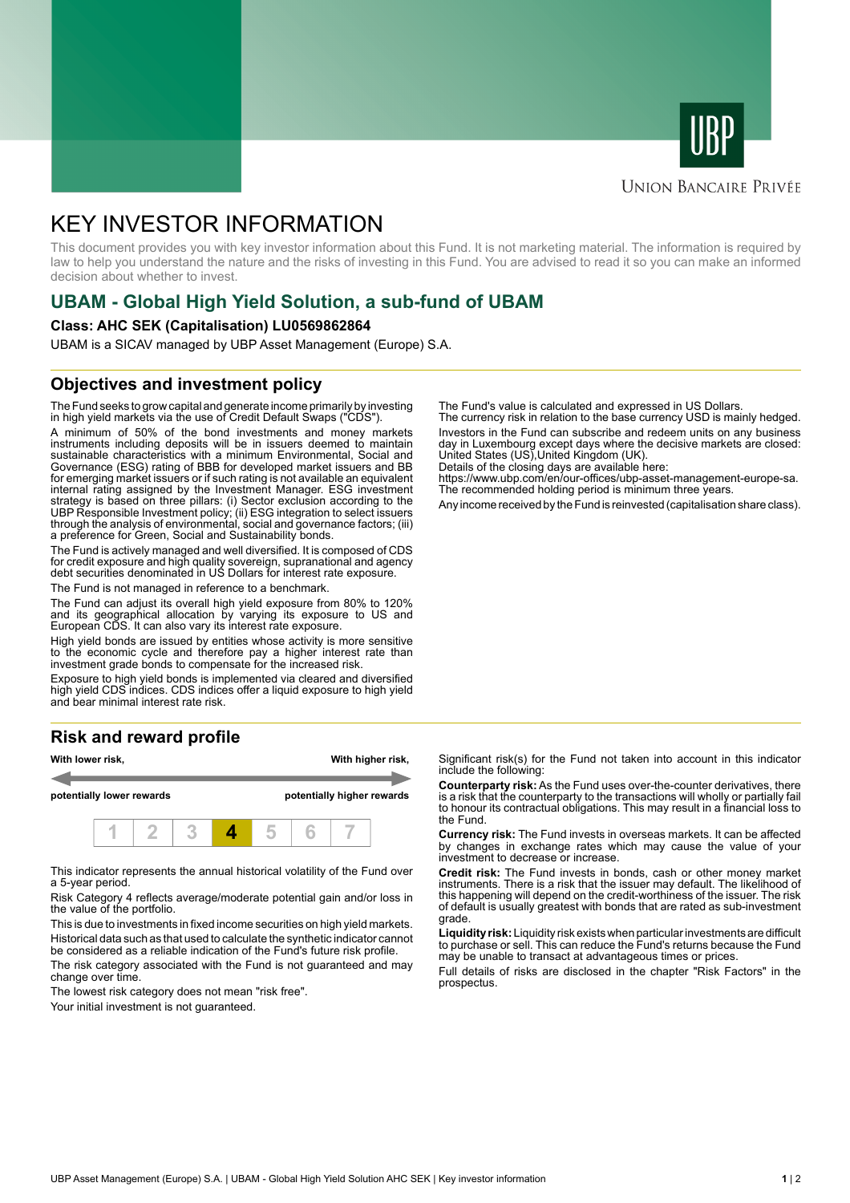UNION BANCAIRE PRIVÉE

# KEY INVESTOR INFORMATION

This document provides you with key investor information about this Fund. It is not marketing material. The information is required by law to help you understand the nature and the risks of investing in this Fund. You are advised to read it so you can make an informed decision about whether to invest.

## UBAM - Global High Yield Solution, a sub-fund of UBAM

**Class: AHC SEK (Capitalisation) LU0569862864**

UBAM is a SICAV managed by UBP Asset Management (Europe) S.A.

## Objectives and investment policy

The Fund seeks to grow capital and generate income primarily by investing in high yield markets via the use of Credit Default Swaps ("CDS").

A minimum of 50% of the bond investments and money markets instruments including deposits will be in issuers deemed to maintain sustainable characteristics with a minimum Environmental, Social and Governance (ESG) rating of BBB for developed market issuers and BB for emerging market issuers or if such rating is not available an equivalent internal rating assigned by the Investment Manager. ESG investment strategy is based on three pillars: (i) Sector exclusion according to the UBP Responsible Investment policy; (ii) ESG integration to select issuers through the analysis of environmental, social and governance factors; (iii) a preference for Green, Social and Sustainability bonds.

The Fund is actively managed and well diversified. It is composed of CDS for credit exposure and high quality sovereign, supranational and agency debt securities denominated in US Dollars for interest rate exposure.

The Fund is not managed in reference to a benchmark.

The Fund can adjust its overall high yield exposure from 80% to 120% and its geographical allocation by varying its exposure to US and European CDS. It can also vary its interest rate exposure.

High yield bonds are issued by entities whose activity is more sensitive to the economic cycle and therefore pay a higher interest rate than investment grade bonds to compensate for the increased risk.

Exposure to high yield bonds is implemented via cleared and diversified high yield CDS indices. CDS indices offer a liquid exposure to high yield and bear minimal interest rate risk.

The Fund's value is calculated and expressed in US Dollars.
The currency risk in relation to the base currency USD is mainly hedged.

Investors in the Fund can subscribe and redeem units on any business day in Luxembourg except days where the decisive markets are closed: United States (US),United Kingdom (UK).
Details of the closing days are available here:
https://www.ubp.com/en/our-offices/ubp-asset-management-europe-sa.
The recommended holding period is minimum three years.

Any income received by the Fund is reinvested (capitalisation share class).

## Risk and reward profile

| With lower risk, potentially lower rewards | | | | | | With higher risk, potentially higher rewards |
|---|---|---|---|---|---|---|
| 1 | 2 | 3 | **4** | 5 | 6 | 7 |

This indicator represents the annual historical volatility of the Fund over a 5-year period.

Risk Category 4 reflects average/moderate potential gain and/or loss in the value of the portfolio.

This is due to investments in fixed income securities on high yield markets.

Historical data such as that used to calculate the synthetic indicator cannot be considered as a reliable indication of the Fund's future risk profile.

The risk category associated with the Fund is not guaranteed and may change over time.

The lowest risk category does not mean "risk free".

Your initial investment is not guaranteed.

Significant risk(s) for the Fund not taken into account in this indicator include the following:

**Counterparty risk:** As the Fund uses over-the-counter derivatives, there is a risk that the counterparty to the transactions will wholly or partially fail to honour its contractual obligations. This may result in a financial loss to the Fund.

**Currency risk:** The Fund invests in overseas markets. It can be affected by changes in exchange rates which may cause the value of your investment to decrease or increase.

**Credit risk:** The Fund invests in bonds, cash or other money market instruments. There is a risk that the issuer may default. The likelihood of this happening will depend on the credit-worthiness of the issuer. The risk of default is usually greatest with bonds that are rated as sub-investment grade.

**Liquidity risk:** Liquidity risk exists when particular investments are difficult to purchase or sell. This can reduce the Fund's returns because the Fund may be unable to transact at advantageous times or prices.

Full details of risks are disclosed in the chapter "Risk Factors" in the prospectus.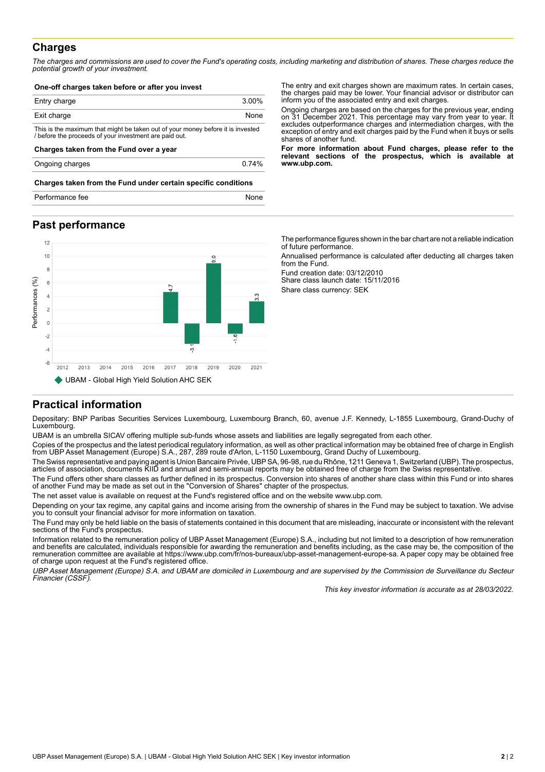## Charges

*The charges and commissions are used to cover the Fund's operating costs, including marketing and distribution of shares. These charges reduce the potential growth of your investment.*

| **One-off charges taken before or after you invest** | |
|---|---|
| Entry charge | 3.00% |
| Exit charge | None |

This is the maximum that might be taken out of your money before it is invested / before the proceeds of your investment are paid out.

| **Charges taken from the Fund over a year** | |
|---|---|
| Ongoing charges | 0.74% |

| **Charges taken from the Fund under certain specific conditions** | |
|---|---|
| Performance fee | None |

The entry and exit charges shown are maximum rates. In certain cases, the charges paid may be lower. Your financial advisor or distributor can inform you of the associated entry and exit charges.

Ongoing charges are based on the charges for the previous year, ending on 31 December 2021. This percentage may vary from year to year. It excludes outperformance charges and intermediation charges, with the exception of entry and exit charges paid by the Fund when it buys or sells shares of another fund.

**For more information about Fund charges, please refer to the relevant sections of the prospectus, which is available at www.ubp.com.**

## Past performance

Performances (%)

12
10
8
6
4
2
0
-2
-4
-6

2012 2013 2014 2015 2016 2017 2018 2019 2020 2021

4.7
-3.1
9.0
-1.6
3.3

UBAM - Global High Yield Solution AHC SEK

The performance figures shown in the bar chart are not a reliable indication of future performance.

Annualised performance is calculated after deducting all charges taken from the Fund.

Fund creation date: 03/12/2010
Share class launch date: 15/11/2016
Share class currency: SEK

## Practical information

Depositary: BNP Paribas Securities Services Luxembourg, Luxembourg Branch, 60, avenue J.F. Kennedy, L-1855 Luxembourg, Grand-Duchy of Luxembourg.

UBAM is an umbrella SICAV offering multiple sub-funds whose assets and liabilities are legally segregated from each other.

Copies of the prospectus and the latest periodical regulatory information, as well as other practical information may be obtained free of charge in English from UBP Asset Management (Europe) S.A., 287, 289 route d'Arlon, L-1150 Luxembourg, Grand Duchy of Luxembourg.

The Swiss representative and paying agent is Union Bancaire Privée, UBP SA, 96-98, rue du Rhône, 1211 Geneva 1, Switzerland (UBP). The prospectus, articles of association, documents KIID and annual and semi-annual reports may be obtained free of charge from the Swiss representative.

The Fund offers other share classes as further defined in its prospectus. Conversion into shares of another share class within this Fund or into shares of another Fund may be made as set out in the "Conversion of Shares" chapter of the prospectus.

The net asset value is available on request at the Fund's registered office and on the website www.ubp.com.

Depending on your tax regime, any capital gains and income arising from the ownership of shares in the Fund may be subject to taxation. We advise you to consult your financial advisor for more information on taxation.

The Fund may only be held liable on the basis of statements contained in this document that are misleading, inaccurate or inconsistent with the relevant sections of the Fund's prospectus.

Information related to the remuneration policy of UBP Asset Management (Europe) S.A., including but not limited to a description of how remuneration and benefits are calculated, individuals responsible for awarding the remuneration and benefits including, as the case may be, the composition of the remuneration committee are available at https://www.ubp.com/fr/nos-bureaux/ubp-asset-management-europe-sa. A paper copy may be obtained free of charge upon request at the Fund's registered office.

*UBP Asset Management (Europe) S.A. and UBAM are domiciled in Luxembourg and are supervised by the Commission de Surveillance du Secteur Financier (CSSF).*

*This key investor information is accurate as at 28/03/2022.*